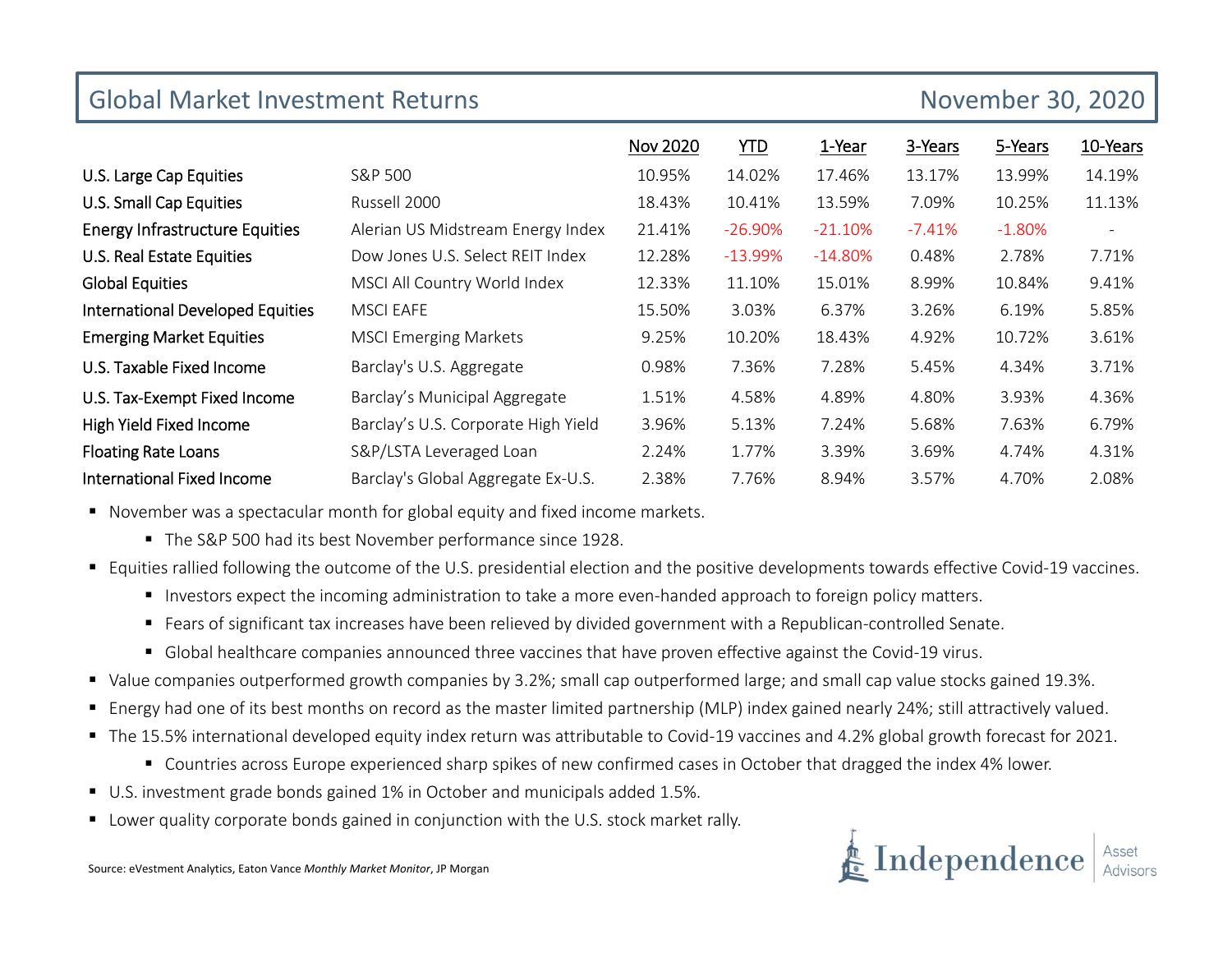# Global Market Investment Returns

November 30, 2020

| | | Nov 2020 | YTD | 1-Year | 3-Years | 5-Years | 10-Years |
|---|---|---|---|---|---|---|---|
| U.S. Large Cap Equities | S&P 500 | 10.95% | 14.02% | 17.46% | 13.17% | 13.99% | 14.19% |
| U.S. Small Cap Equities | Russell 2000 | 18.43% | 10.41% | 13.59% | 7.09% | 10.25% | 11.13% |
| Energy Infrastructure Equities | Alerian US Midstream Energy Index | 21.41% | -26.90% | -21.10% | -7.41% | -1.80% | - |
| U.S. Real Estate Equities | Dow Jones U.S. Select REIT Index | 12.28% | -13.99% | -14.80% | 0.48% | 2.78% | 7.71% |
| Global Equities | MSCI All Country World Index | 12.33% | 11.10% | 15.01% | 8.99% | 10.84% | 9.41% |
| International Developed Equities | MSCI EAFE | 15.50% | 3.03% | 6.37% | 3.26% | 6.19% | 5.85% |
| Emerging Market Equities | MSCI Emerging Markets | 9.25% | 10.20% | 18.43% | 4.92% | 10.72% | 3.61% |
| U.S. Taxable Fixed Income | Barclay's U.S. Aggregate | 0.98% | 7.36% | 7.28% | 5.45% | 4.34% | 3.71% |
| U.S. Tax-Exempt Fixed Income | Barclay's Municipal Aggregate | 1.51% | 4.58% | 4.89% | 4.80% | 3.93% | 4.36% |
| High Yield Fixed Income | Barclay's U.S. Corporate High Yield | 3.96% | 5.13% | 7.24% | 5.68% | 7.63% | 6.79% |
| Floating Rate Loans | S&P/LSTA Leveraged Loan | 2.24% | 1.77% | 3.39% | 3.69% | 4.74% | 4.31% |
| International Fixed Income | Barclay's Global Aggregate Ex-U.S. | 2.38% | 7.76% | 8.94% | 3.57% | 4.70% | 2.08% |

- November was a spectacular month for global equity and fixed income markets.
  - The S&P 500 had its best November performance since 1928.
- Equities rallied following the outcome of the U.S. presidential election and the positive developments towards effective Covid-19 vaccines.
  - Investors expect the incoming administration to take a more even-handed approach to foreign policy matters.
  - Fears of significant tax increases have been relieved by divided government with a Republican-controlled Senate.
  - Global healthcare companies announced three vaccines that have proven effective against the Covid-19 virus.
- Value companies outperformed growth companies by 3.2%; small cap outperformed large; and small cap value stocks gained 19.3%.
- Energy had one of its best months on record as the master limited partnership (MLP) index gained nearly 24%; still attractively valued.
- The 15.5% international developed equity index return was attributable to Covid-19 vaccines and 4.2% global growth forecast for 2021.
  - Countries across Europe experienced sharp spikes of new confirmed cases in October that dragged the index 4% lower.
- U.S. investment grade bonds gained 1% in October and municipals added 1.5%.
- Lower quality corporate bonds gained in conjunction with the U.S. stock market rally.

Source: eVestment Analytics, Eaton Vance *Monthly Market Monitor*, JP Morgan

Independence Asset Advisors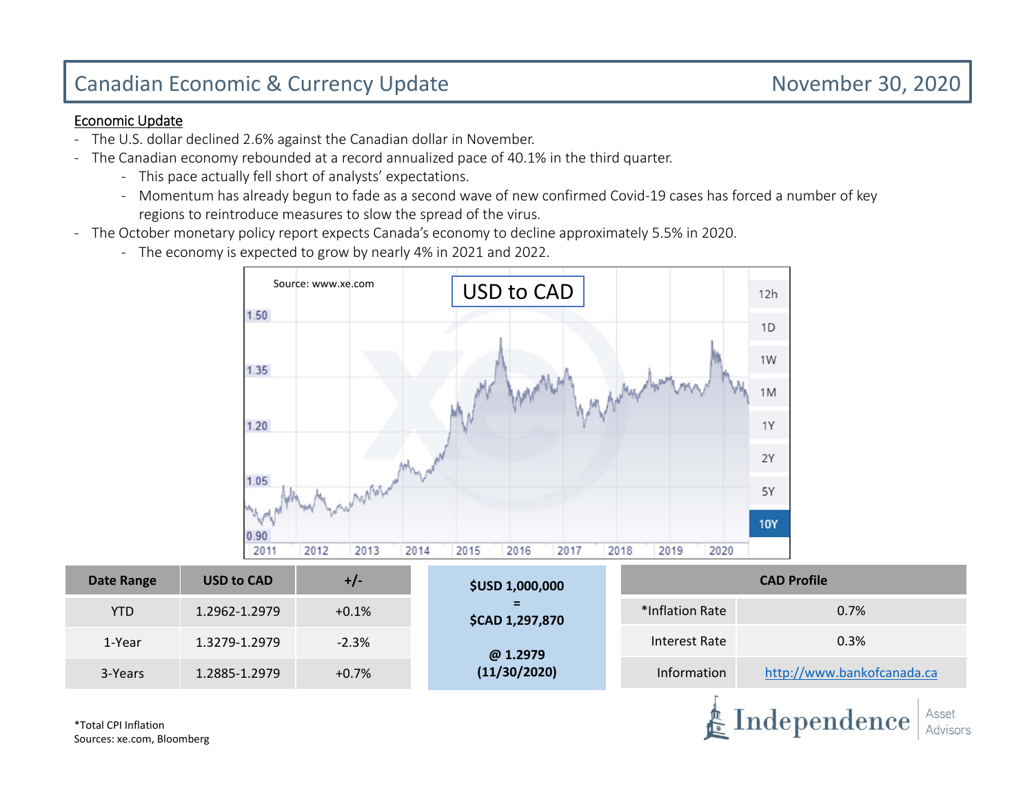# Canadian Economic & Currency Update

November 30, 2020

## Economic Update

- The U.S. dollar declined 2.6% against the Canadian dollar in November.
- The Canadian economy rebounded at a record annualized pace of 40.1% in the third quarter.
  - This pace actually fell short of analysts' expectations.
  - Momentum has already begun to fade as a second wave of new confirmed Covid-19 cases has forced a number of key regions to reintroduce measures to slow the spread of the virus.
- The October monetary policy report expects Canada's economy to decline approximately 5.5% in 2020.
  - The economy is expected to grow by nearly 4% in 2021 and 2022.

| Date Range | USD to CAD | +/- |
|---|---|---|
| YTD | 1.2962-1.2979 | +0.1% |
| 1-Year | 1.3279-1.2979 | -2.3% |
| 3-Years | 1.2885-1.2979 | +0.7% |

**$USD 1,000,000**
**=**
**$CAD 1,297,870**

**@ 1.2979**
**(11/30/2020)**

| CAD Profile | |
|---|---|
| *Inflation Rate | 0.7% |
| Interest Rate | 0.3% |
| Information | http://www.bankofcanada.ca |

*Total CPI Inflation
Sources: xe.com, Bloomberg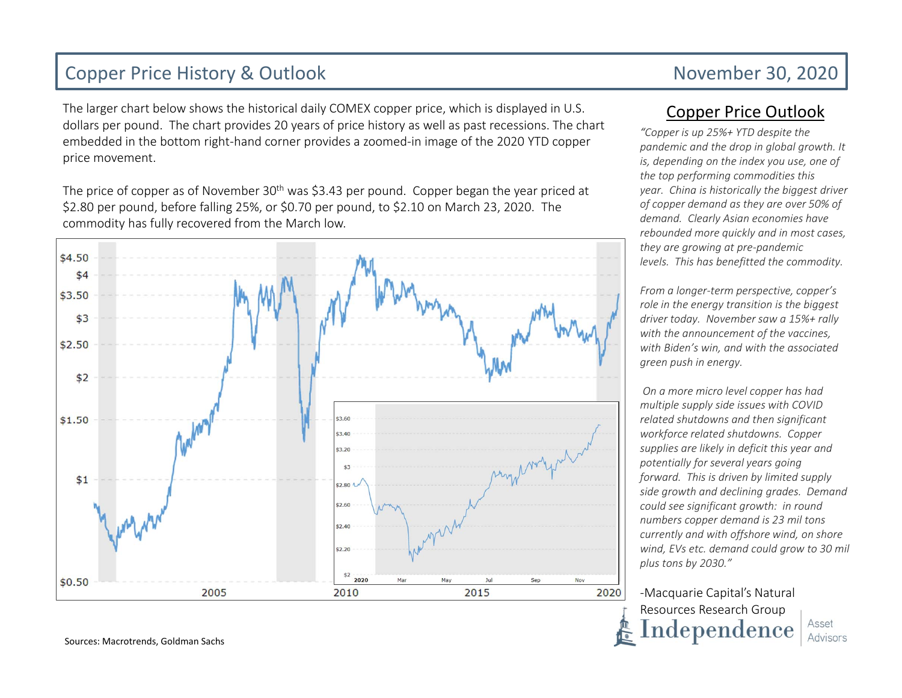# Copper Price History & Outlook

November 30, 2020

The larger chart below shows the historical daily COMEX copper price, which is displayed in U.S. dollars per pound. The chart provides 20 years of price history as well as past recessions. The chart embedded in the bottom right-hand corner provides a zoomed-in image of the 2020 YTD copper price movement.

The price of copper as of November 30th was $3.43 per pound. Copper began the year priced at $2.80 per pound, before falling 25%, or $0.70 per pound, to $2.10 on March 23, 2020. The commodity has fully recovered from the March low.

## Copper Price Outlook

*"Copper is up 25%+ YTD despite the pandemic and the drop in global growth. It is, depending on the index you use, one of the top performing commodities this year. China is historically the biggest driver of copper demand as they are over 50% of demand. Clearly Asian economies have rebounded more quickly and in most cases, they are growing at pre-pandemic levels. This has benefitted the commodity.*

*From a longer-term perspective, copper's role in the energy transition is the biggest driver today. November saw a 15%+ rally with the announcement of the vaccines, with Biden's win, and with the associated green push in energy.*

*On a more micro level copper has had multiple supply side issues with COVID related shutdowns and then significant workforce related shutdowns. Copper supplies are likely in deficit this year and potentially for several years going forward. This is driven by limited supply side growth and declining grades. Demand could see significant growth: in round numbers copper demand is 23 mil tons currently and with offshore wind, on shore wind, EVs etc. demand could grow to 30 mil plus tons by 2030."*

-Macquarie Capital's Natural Resources Research Group

Sources: Macrotrends, Goldman Sachs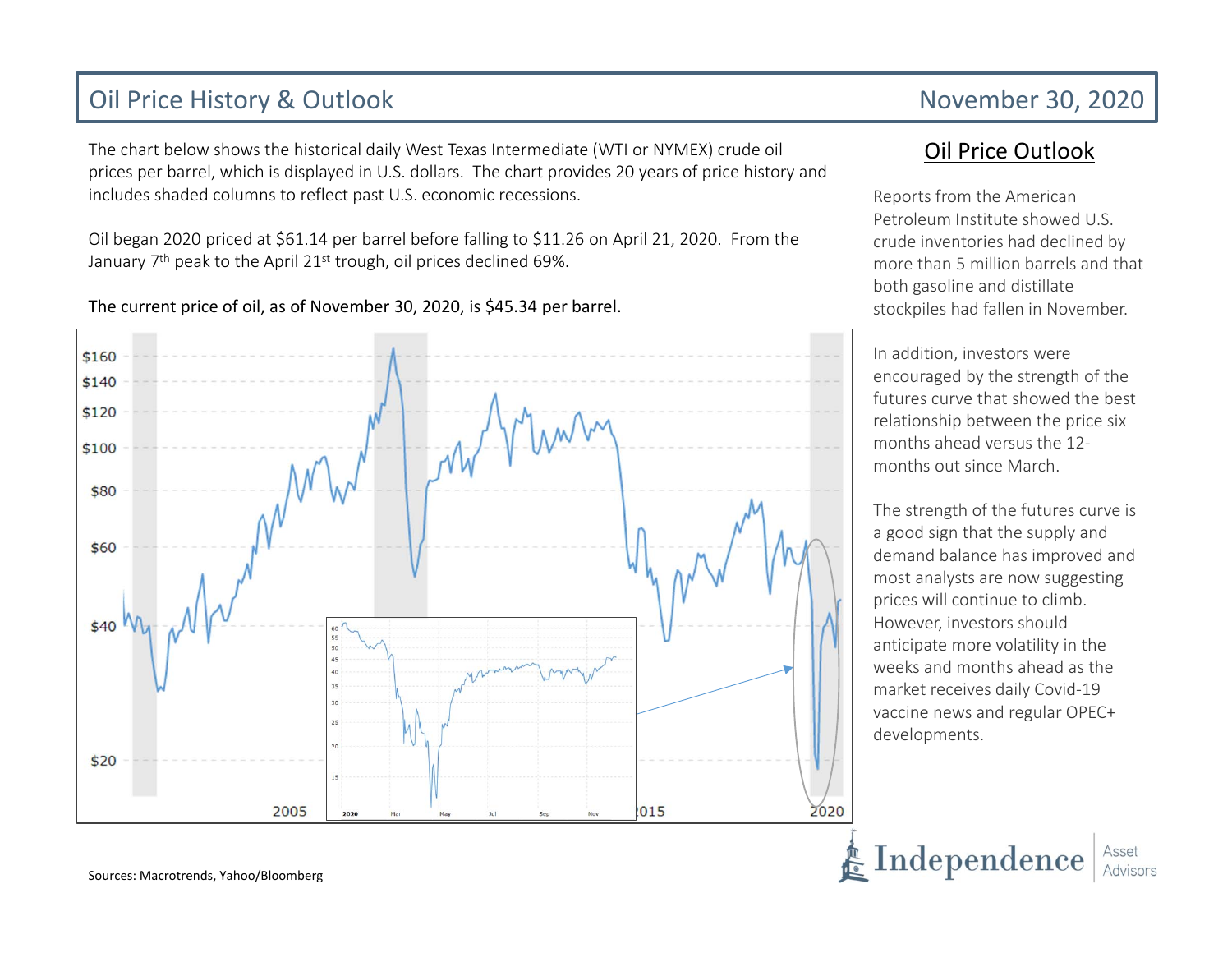# Oil Price History & Outlook

November 30, 2020

The chart below shows the historical daily West Texas Intermediate (WTI or NYMEX) crude oil prices per barrel, which is displayed in U.S. dollars. The chart provides 20 years of price history and includes shaded columns to reflect past U.S. economic recessions.

Oil began 2020 priced at $61.14 per barrel before falling to $11.26 on April 21, 2020. From the January 7th peak to the April 21st trough, oil prices declined 69%.

The current price of oil, as of November 30, 2020, is $45.34 per barrel.

$160
$140
$120
$100
$80
$60
$40
$20
2005
2015
2020

60
55
50
45
40
35
30
25
20
15
2020
Mar
May
Jul
Sep
Nov

## Oil Price Outlook

Reports from the American Petroleum Institute showed U.S. crude inventories had declined by more than 5 million barrels and that both gasoline and distillate stockpiles had fallen in November.

In addition, investors were encouraged by the strength of the futures curve that showed the best relationship between the price six months ahead versus the 12-months out since March.

The strength of the futures curve is a good sign that the supply and demand balance has improved and most analysts are now suggesting prices will continue to climb. However, investors should anticipate more volatility in the weeks and months ahead as the market receives daily Covid-19 vaccine news and regular OPEC+ developments.

Sources: Macrotrends, Yahoo/Bloomberg

Independence Asset Advisors